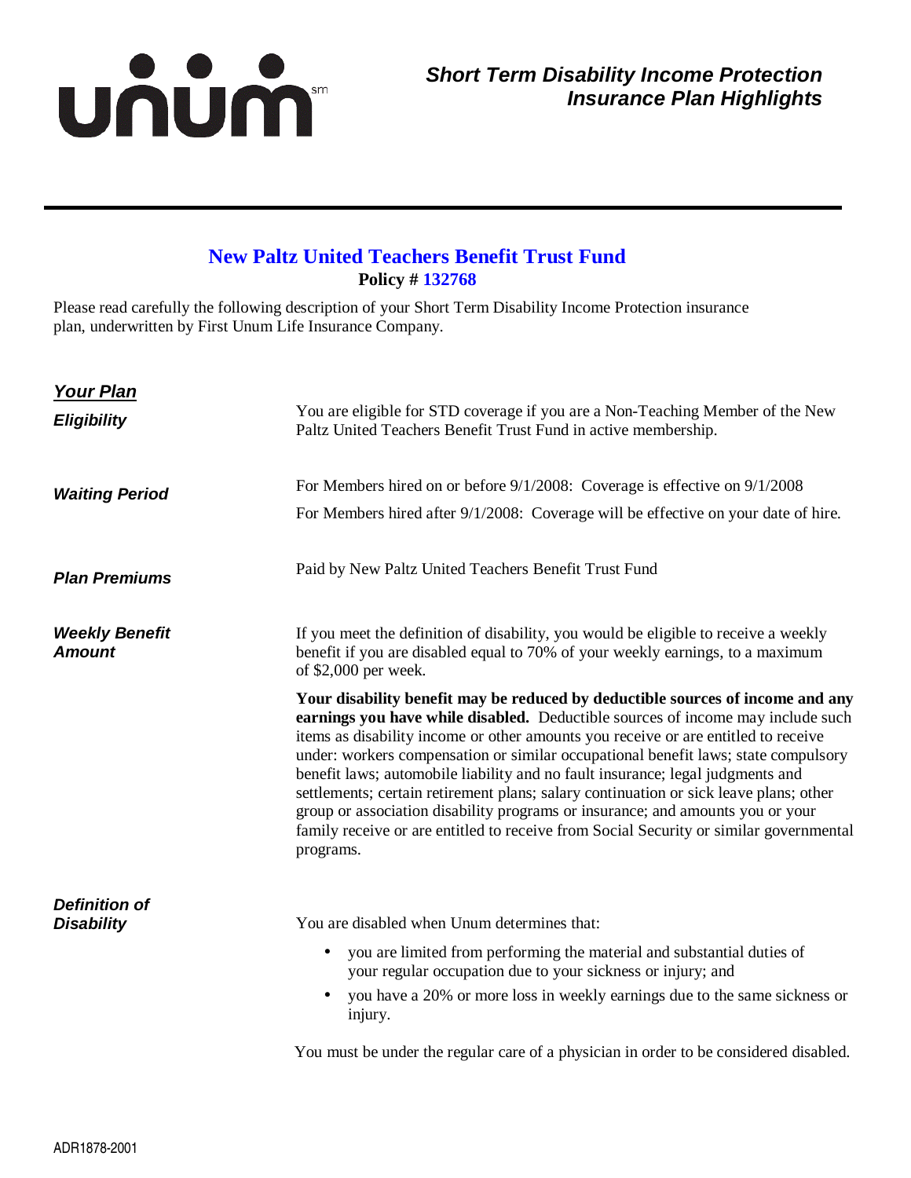unum[sm]

# Short Term Disability Income Protection Insurance Plan Highlights

## New Paltz United Teachers Benefit Trust Fund

**Policy # 132768**

Please read carefully the following description of your Short Term Disability Income Protection insurance plan, underwritten by First Unum Life Insurance Company.

## *Your Plan*

### *Eligibility*

You are eligible for STD coverage if you are a Non-Teaching Member of the New Paltz United Teachers Benefit Trust Fund in active membership.

### *Waiting Period*

For Members hired on or before 9/1/2008: Coverage is effective on 9/1/2008

For Members hired after 9/1/2008: Coverage will be effective on your date of hire.

### *Plan Premiums*

Paid by New Paltz United Teachers Benefit Trust Fund

### *Weekly Benefit Amount*

If you meet the definition of disability, you would be eligible to receive a weekly benefit if you are disabled equal to 70% of your weekly earnings, to a maximum of $2,000 per week.

**Your disability benefit may be reduced by deductible sources of income and any earnings you have while disabled.** Deductible sources of income may include such items as disability income or other amounts you receive or are entitled to receive under: workers compensation or similar occupational benefit laws; state compulsory benefit laws; automobile liability and no fault insurance; legal judgments and settlements; certain retirement plans; salary continuation or sick leave plans; other group or association disability programs or insurance; and amounts you or your family receive or are entitled to receive from Social Security or similar governmental programs.

### *Definition of Disability*

You are disabled when Unum determines that:

- you are limited from performing the material and substantial duties of your regular occupation due to your sickness or injury; and
- you have a 20% or more loss in weekly earnings due to the same sickness or injury.

You must be under the regular care of a physician in order to be considered disabled.

ADR1878-2001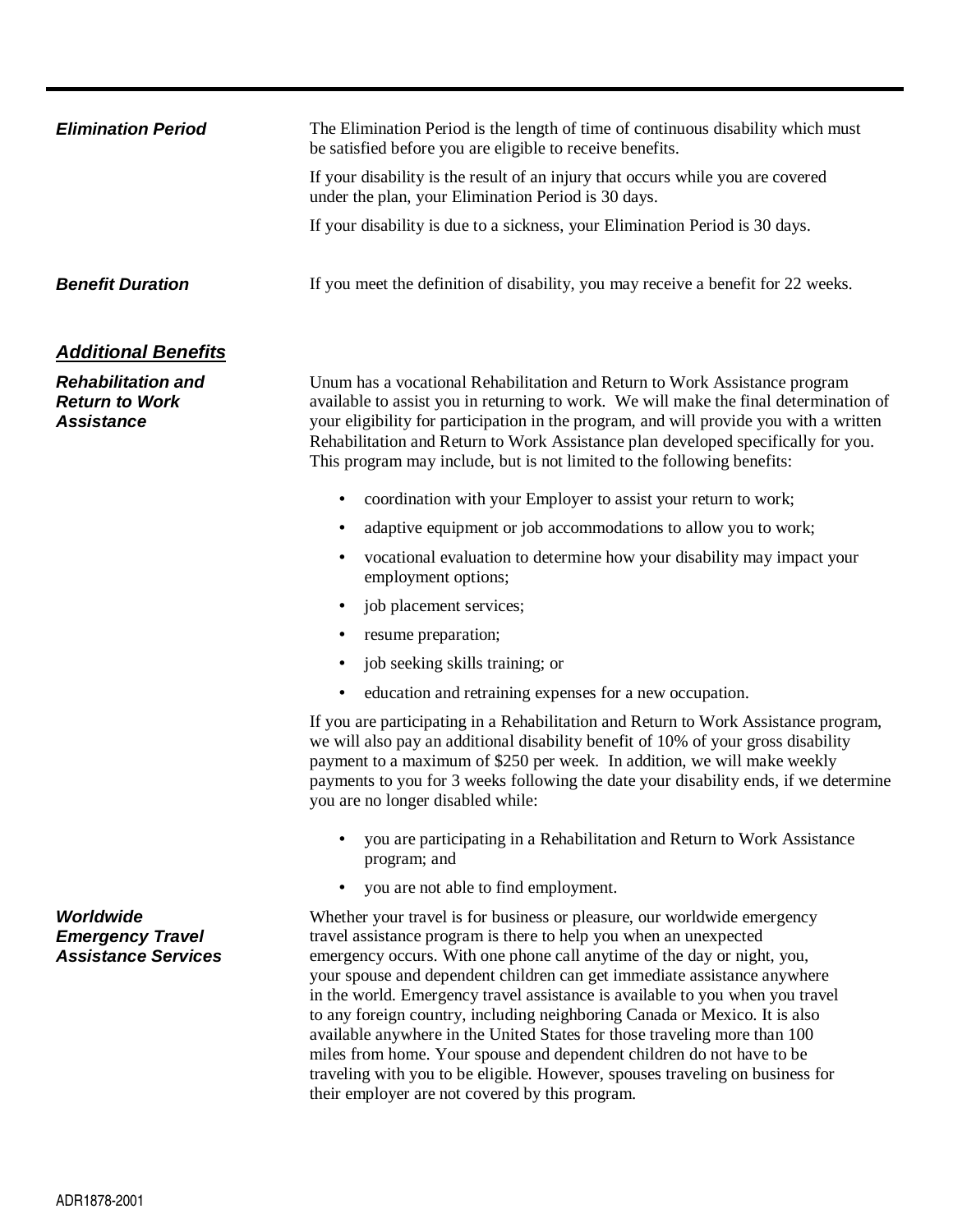### *Elimination Period*

The Elimination Period is the length of time of continuous disability which must be satisfied before you are eligible to receive benefits.

If your disability is the result of an injury that occurs while you are covered under the plan, your Elimination Period is 30 days.

If your disability is due to a sickness, your Elimination Period is 30 days.

### *Benefit Duration*

If you meet the definition of disability, you may receive a benefit for 22 weeks.

## ***Additional Benefits***

### *Rehabilitation and Return to Work Assistance*

Unum has a vocational Rehabilitation and Return to Work Assistance program available to assist you in returning to work. We will make the final determination of your eligibility for participation in the program, and will provide you with a written Rehabilitation and Return to Work Assistance plan developed specifically for you. This program may include, but is not limited to the following benefits:

- coordination with your Employer to assist your return to work;
- adaptive equipment or job accommodations to allow you to work;
- vocational evaluation to determine how your disability may impact your employment options;
- job placement services;
- resume preparation;
- job seeking skills training; or
- education and retraining expenses for a new occupation.

If you are participating in a Rehabilitation and Return to Work Assistance program, we will also pay an additional disability benefit of 10% of your gross disability payment to a maximum of $250 per week. In addition, we will make weekly payments to you for 3 weeks following the date your disability ends, if we determine you are no longer disabled while:

- you are participating in a Rehabilitation and Return to Work Assistance program; and
- you are not able to find employment.

### *Worldwide Emergency Travel Assistance Services*

Whether your travel is for business or pleasure, our worldwide emergency travel assistance program is there to help you when an unexpected emergency occurs. With one phone call anytime of the day or night, you, your spouse and dependent children can get immediate assistance anywhere in the world. Emergency travel assistance is available to you when you travel to any foreign country, including neighboring Canada or Mexico. It is also available anywhere in the United States for those traveling more than 100 miles from home. Your spouse and dependent children do not have to be traveling with you to be eligible. However, spouses traveling on business for their employer are not covered by this program.

ADR1878-2001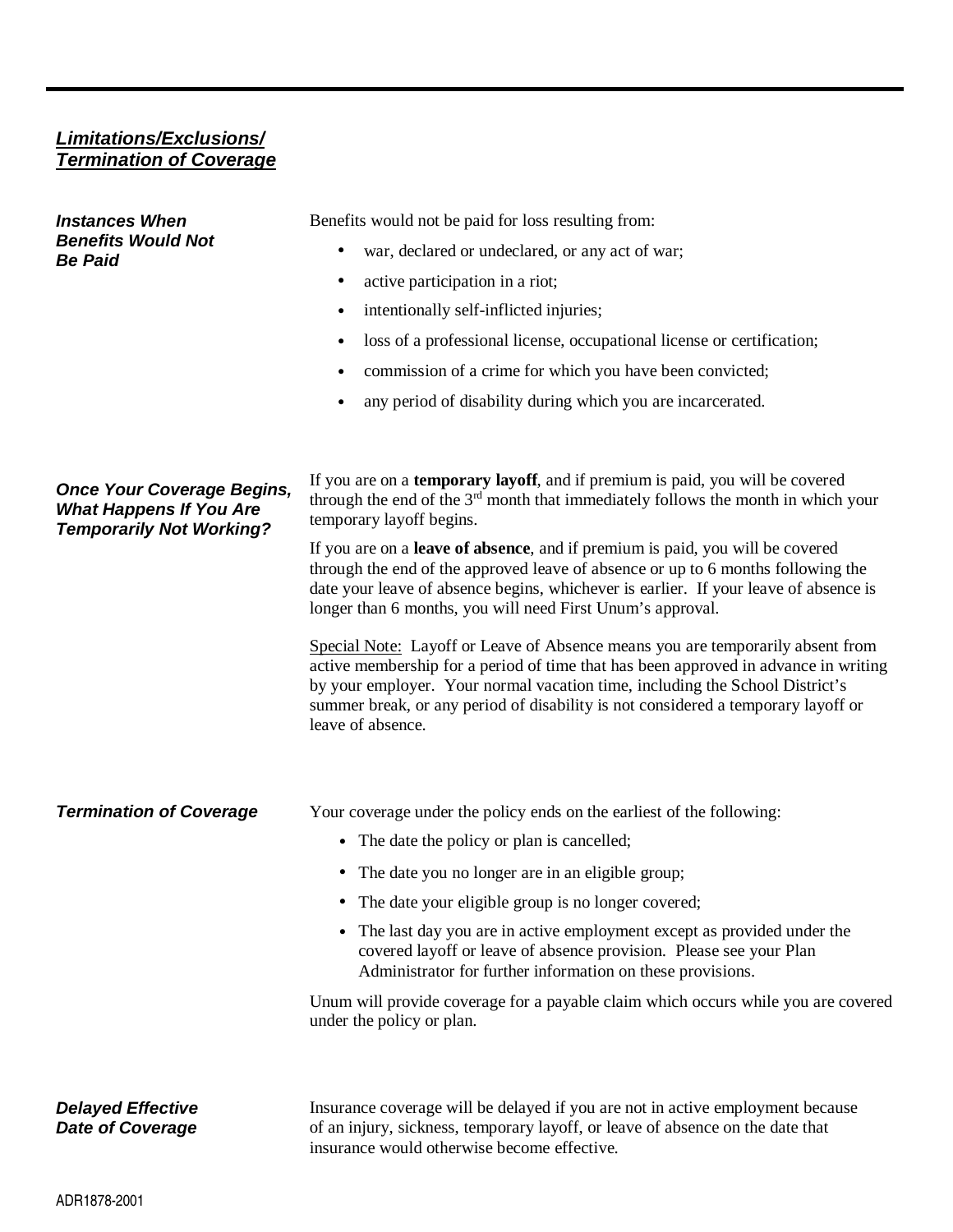## ***Limitations/Exclusions/ Termination of Coverage***

### *Instances When Benefits Would Not Be Paid*

Benefits would not be paid for loss resulting from:

- war, declared or undeclared, or any act of war;
- active participation in a riot;
- intentionally self-inflicted injuries;
- loss of a professional license, occupational license or certification;
- commission of a crime for which you have been convicted;
- any period of disability during which you are incarcerated.

### *Once Your Coverage Begins, What Happens If You Are Temporarily Not Working?*

If you are on a **temporary layoff**, and if premium is paid, you will be covered through the end of the 3rd month that immediately follows the month in which your temporary layoff begins.

If you are on a **leave of absence**, and if premium is paid, you will be covered through the end of the approved leave of absence or up to 6 months following the date your leave of absence begins, whichever is earlier. If your leave of absence is longer than 6 months, you will need First Unum's approval.

Special Note: Layoff or Leave of Absence means you are temporarily absent from active membership for a period of time that has been approved in advance in writing by your employer. Your normal vacation time, including the School District's summer break, or any period of disability is not considered a temporary layoff or leave of absence.

### *Termination of Coverage*

Your coverage under the policy ends on the earliest of the following:

- The date the policy or plan is cancelled;
- The date you no longer are in an eligible group;
- The date your eligible group is no longer covered;
- The last day you are in active employment except as provided under the covered layoff or leave of absence provision. Please see your Plan Administrator for further information on these provisions.

Unum will provide coverage for a payable claim which occurs while you are covered under the policy or plan.

### *Delayed Effective Date of Coverage*

Insurance coverage will be delayed if you are not in active employment because of an injury, sickness, temporary layoff, or leave of absence on the date that insurance would otherwise become effective.

ADR1878-2001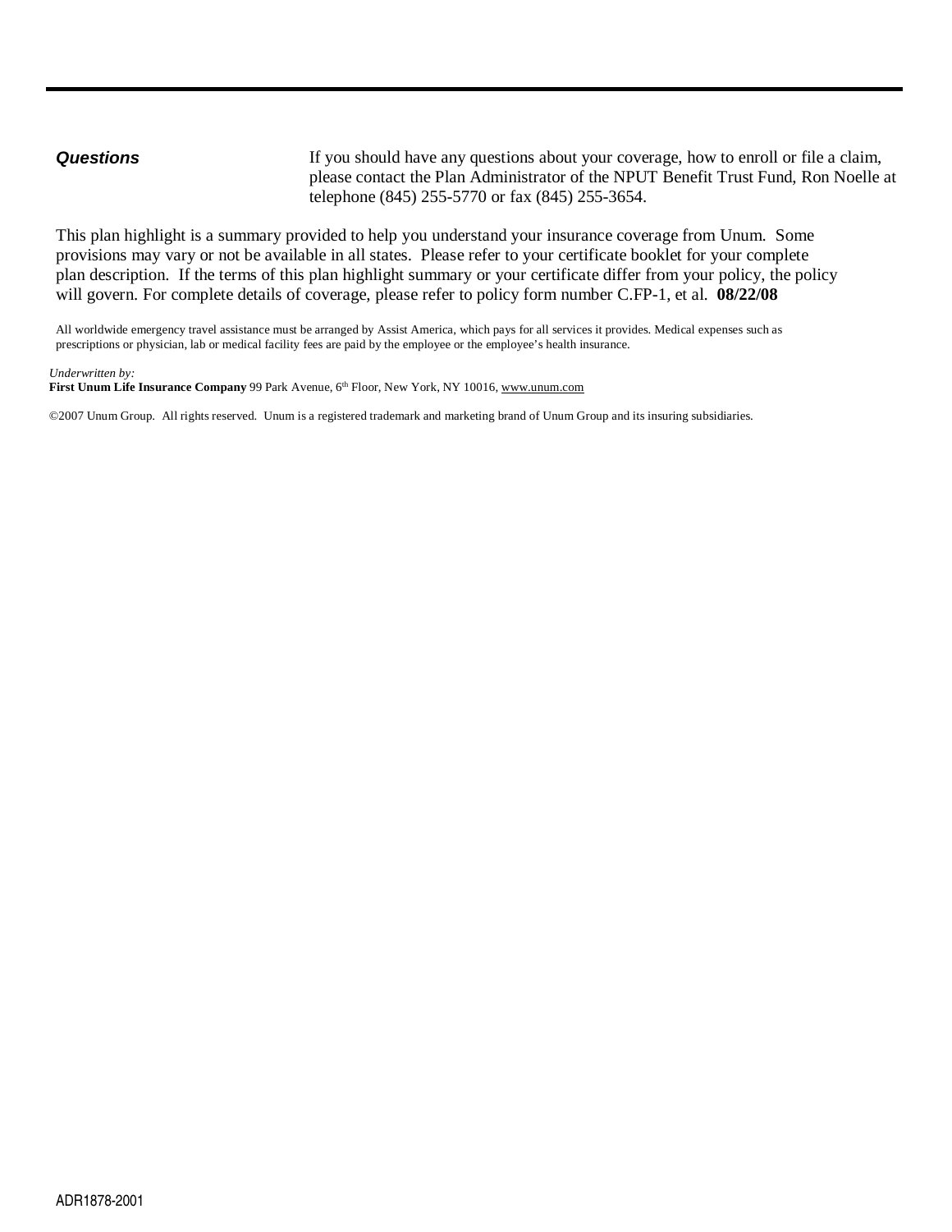***Questions***

If you should have any questions about your coverage, how to enroll or file a claim, please contact the Plan Administrator of the NPUT Benefit Trust Fund, Ron Noelle at telephone (845) 255-5770 or fax (845) 255-3654.

This plan highlight is a summary provided to help you understand your insurance coverage from Unum. Some provisions may vary or not be available in all states. Please refer to your certificate booklet for your complete plan description. If the terms of this plan highlight summary or your certificate differ from your policy, the policy will govern. For complete details of coverage, please refer to policy form number C.FP-1, et al. **08/22/08**

All worldwide emergency travel assistance must be arranged by Assist America, which pays for all services it provides. Medical expenses such as prescriptions or physician, lab or medical facility fees are paid by the employee or the employee's health insurance.

*Underwritten by:*
**First Unum Life Insurance Company** 99 Park Avenue, 6th Floor, New York, NY 10016, www.unum.com

©2007 Unum Group. All rights reserved. Unum is a registered trademark and marketing brand of Unum Group and its insuring subsidiaries.

ADR1878-2001